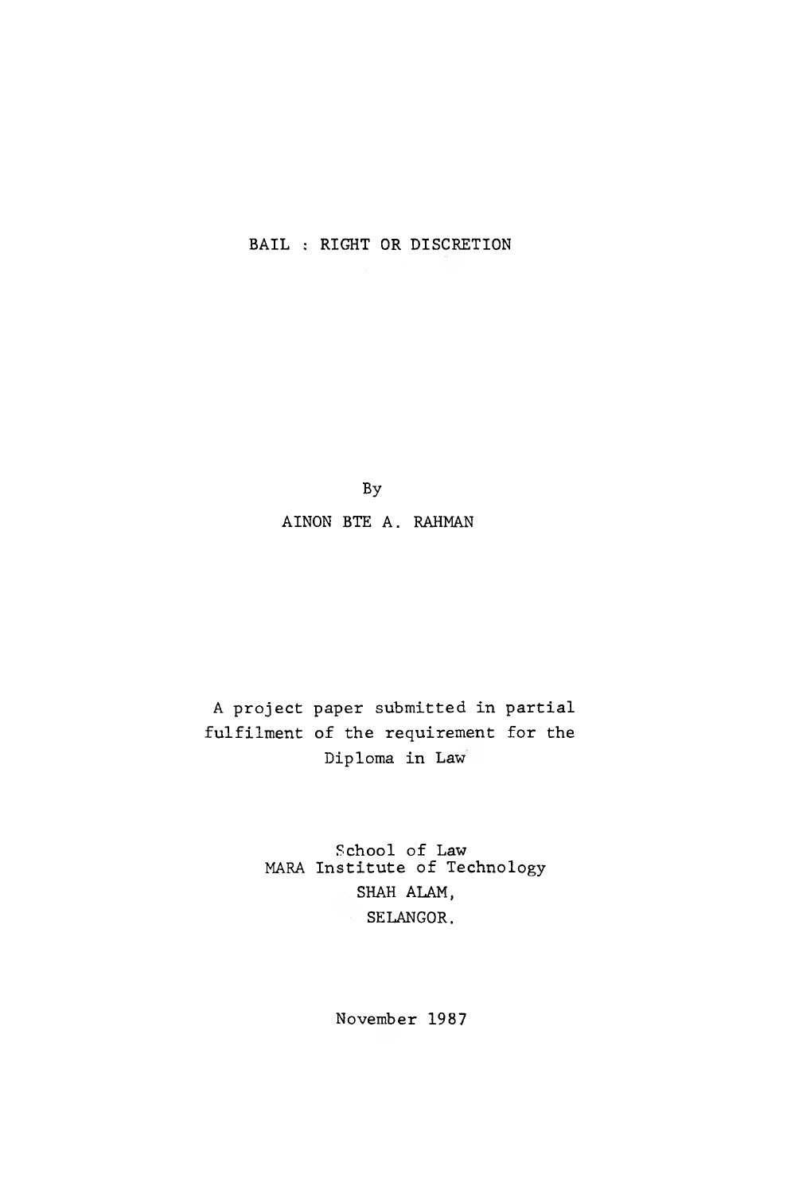# BAIL : RIGHT OR DISCRETION

By

AINON BTE A. RAHMAN

A project paper submitted in partial fulfilment of the requirement for the Diploma in Law

School of Law
MARA Institute of Technology
SHAH ALAM,
SELANGOR.

November 1987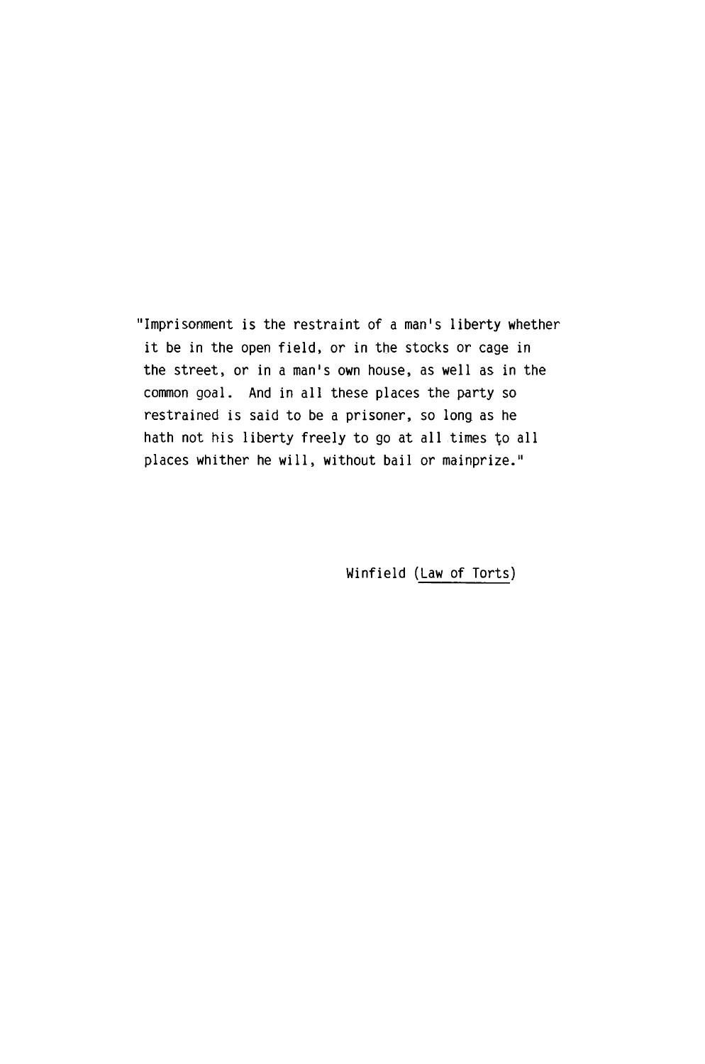"Imprisonment is the restraint of a man's liberty whether it be in the open field, or in the stocks or cage in the street, or in a man's own house, as well as in the common goal. And in all these places the party so restrained is said to be a prisoner, so long as he hath not his liberty freely to go at all times to all places whither he will, without bail or mainprize."

Winfield (<u>Law of Torts</u>)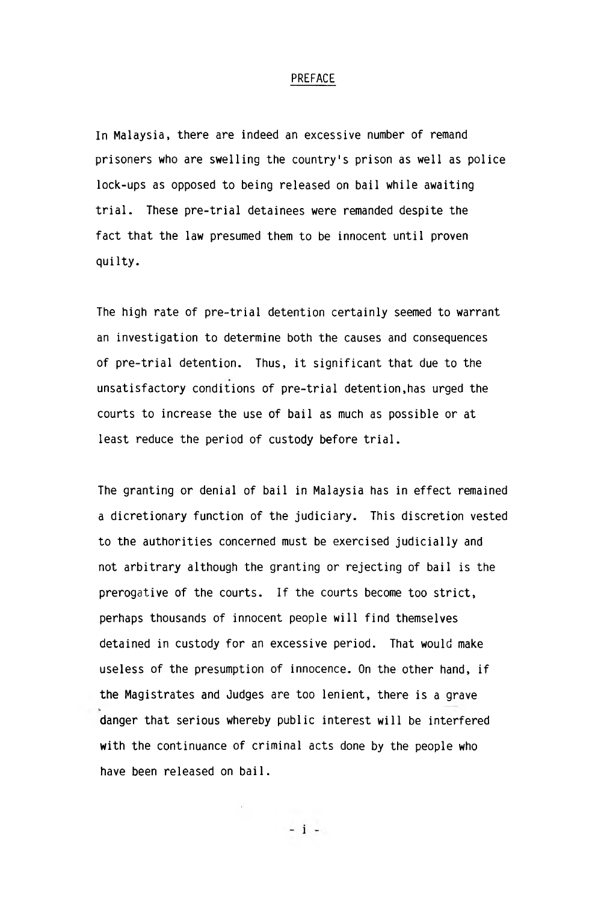# PREFACE

In Malaysia, there are indeed an excessive number of remand prisoners who are swelling the country's prison as well as police lock-ups as opposed to being released on bail while awaiting trial. These pre-trial detainees were remanded despite the fact that the law presumed them to be innocent until proven quilty.

The high rate of pre-trial detention certainly seemed to warrant an investigation to determine both the causes and consequences of pre-trial detention. Thus, it significant that due to the unsatisfactory conditions of pre-trial detention,has urged the courts to increase the use of bail as much as possible or at least reduce the period of custody before trial.

The granting or denial of bail in Malaysia has in effect remained a dicretionary function of the judiciary. This discretion vested to the authorities concerned must be exercised judicially and not arbitrary although the granting or rejecting of bail is the prerogative of the courts. If the courts become too strict, perhaps thousands of innocent people will find themselves detained in custody for an excessive period. That would make useless of the presumption of innocence. On the other hand, if the Magistrates and Judges are too lenient, there is a grave danger that serious whereby public interest will be interfered with the continuance of criminal acts done by the people who have been released on bail.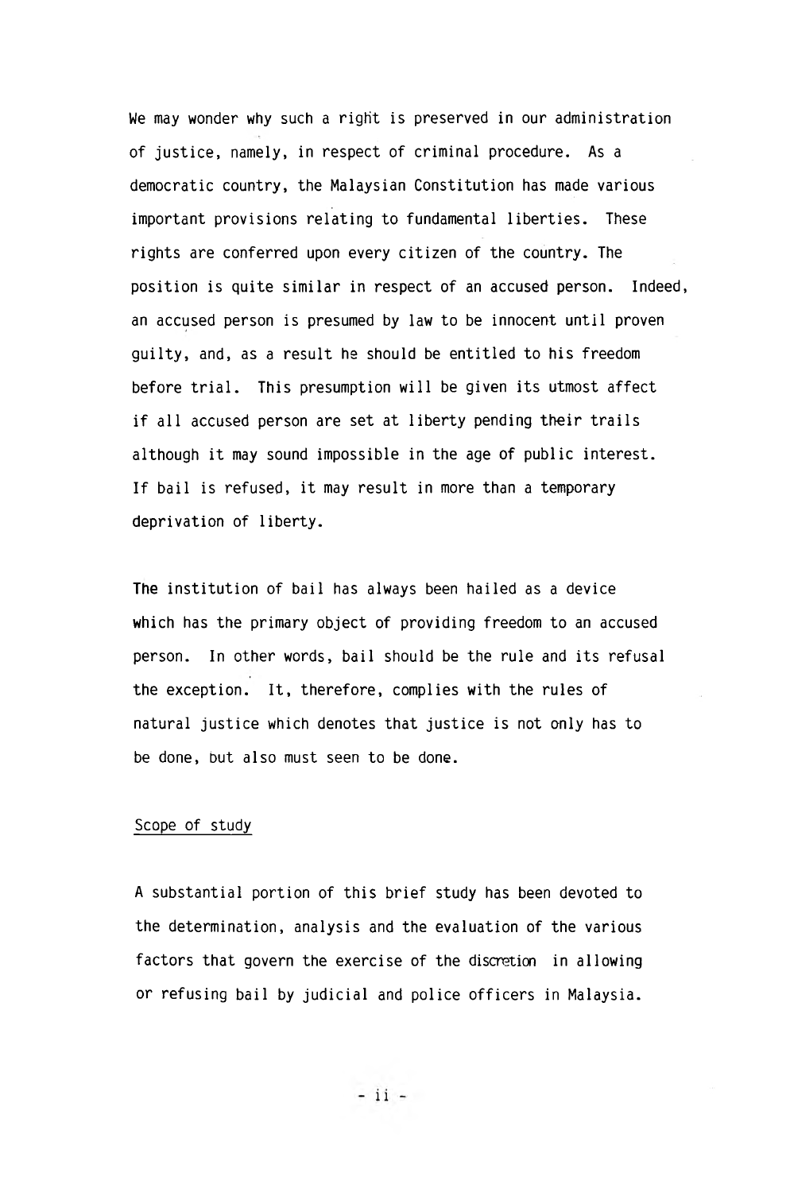We may wonder why such a right is preserved in our administration of justice, namely, in respect of criminal procedure. As a democratic country, the Malaysian Constitution has made various important provisions relating to fundamental liberties. These rights are conferred upon every citizen of the country. The position is quite similar in respect of an accused person. Indeed, an accused person is presumed by law to be innocent until proven guilty, and, as a result he should be entitled to his freedom before trial. This presumption will be given its utmost affect if all accused person are set at liberty pending their trails although it may sound impossible in the age of public interest. If bail is refused, it may result in more than a temporary deprivation of liberty.

The institution of bail has always been hailed as a device which has the primary object of providing freedom to an accused person. In other words, bail should be the rule and its refusal the exception. It, therefore, complies with the rules of natural justice which denotes that justice is not only has to be done, but also must seen to be done.

## Scope of study

A substantial portion of this brief study has been devoted to the determination, analysis and the evaluation of the various factors that govern the exercise of the discretion in allowing or refusing bail by judicial and police officers in Malaysia.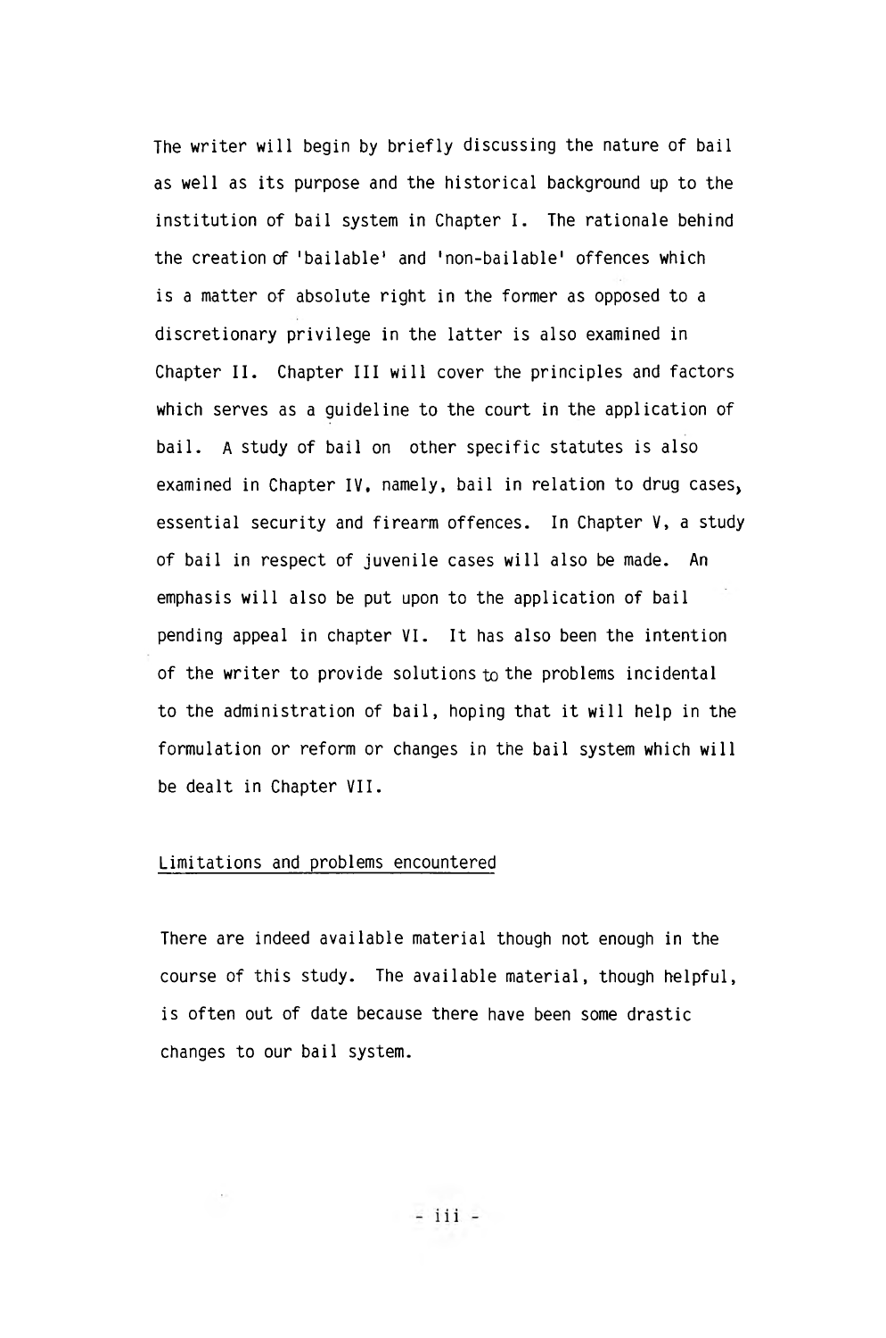The writer will begin by briefly discussing the nature of bail as well as its purpose and the historical background up to the institution of bail system in Chapter I. The rationale behind the creation of 'bailable' and 'non-bailable' offences which is a matter of absolute right in the former as opposed to a discretionary privilege in the latter is also examined in Chapter II. Chapter III will cover the principles and factors which serves as a guideline to the court in the application of bail. A study of bail on other specific statutes is also examined in Chapter IV, namely, bail in relation to drug cases, essential security and firearm offences. In Chapter V, a study of bail in respect of juvenile cases will also be made. An emphasis will also be put upon to the application of bail pending appeal in chapter VI. It has also been the intention of the writer to provide solutions to the problems incidental to the administration of bail, hoping that it will help in the formulation or reform or changes in the bail system which will be dealt in Chapter VII.

Limitations and problems encountered

There are indeed available material though not enough in the course of this study. The available material, though helpful, is often out of date because there have been some drastic changes to our bail system.